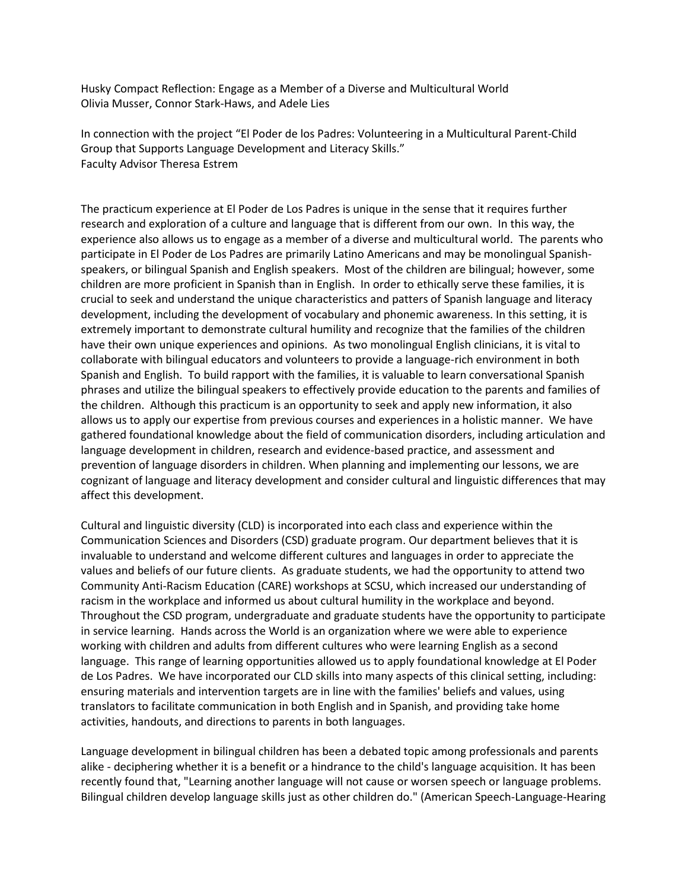Husky Compact Reflection: Engage as a Member of a Diverse and Multicultural World
Olivia Musser, Connor Stark-Haws, and Adele Lies

In connection with the project "El Poder de los Padres: Volunteering in a Multicultural Parent-Child Group that Supports Language Development and Literacy Skills."
Faculty Advisor Theresa Estrem

The practicum experience at El Poder de Los Padres is unique in the sense that it requires further research and exploration of a culture and language that is different from our own. In this way, the experience also allows us to engage as a member of a diverse and multicultural world. The parents who participate in El Poder de Los Padres are primarily Latino Americans and may be monolingual Spanish-speakers, or bilingual Spanish and English speakers. Most of the children are bilingual; however, some children are more proficient in Spanish than in English. In order to ethically serve these families, it is crucial to seek and understand the unique characteristics and patters of Spanish language and literacy development, including the development of vocabulary and phonemic awareness. In this setting, it is extremely important to demonstrate cultural humility and recognize that the families of the children have their own unique experiences and opinions. As two monolingual English clinicians, it is vital to collaborate with bilingual educators and volunteers to provide a language-rich environment in both Spanish and English. To build rapport with the families, it is valuable to learn conversational Spanish phrases and utilize the bilingual speakers to effectively provide education to the parents and families of the children. Although this practicum is an opportunity to seek and apply new information, it also allows us to apply our expertise from previous courses and experiences in a holistic manner. We have gathered foundational knowledge about the field of communication disorders, including articulation and language development in children, research and evidence-based practice, and assessment and prevention of language disorders in children. When planning and implementing our lessons, we are cognizant of language and literacy development and consider cultural and linguistic differences that may affect this development.

Cultural and linguistic diversity (CLD) is incorporated into each class and experience within the Communication Sciences and Disorders (CSD) graduate program. Our department believes that it is invaluable to understand and welcome different cultures and languages in order to appreciate the values and beliefs of our future clients. As graduate students, we had the opportunity to attend two Community Anti-Racism Education (CARE) workshops at SCSU, which increased our understanding of racism in the workplace and informed us about cultural humility in the workplace and beyond. Throughout the CSD program, undergraduate and graduate students have the opportunity to participate in service learning. Hands across the World is an organization where we were able to experience working with children and adults from different cultures who were learning English as a second language. This range of learning opportunities allowed us to apply foundational knowledge at El Poder de Los Padres. We have incorporated our CLD skills into many aspects of this clinical setting, including: ensuring materials and intervention targets are in line with the families' beliefs and values, using translators to facilitate communication in both English and in Spanish, and providing take home activities, handouts, and directions to parents in both languages.

Language development in bilingual children has been a debated topic among professionals and parents alike - deciphering whether it is a benefit or a hindrance to the child's language acquisition. It has been recently found that, "Learning another language will not cause or worsen speech or language problems. Bilingual children develop language skills just as other children do." (American Speech-Language-Hearing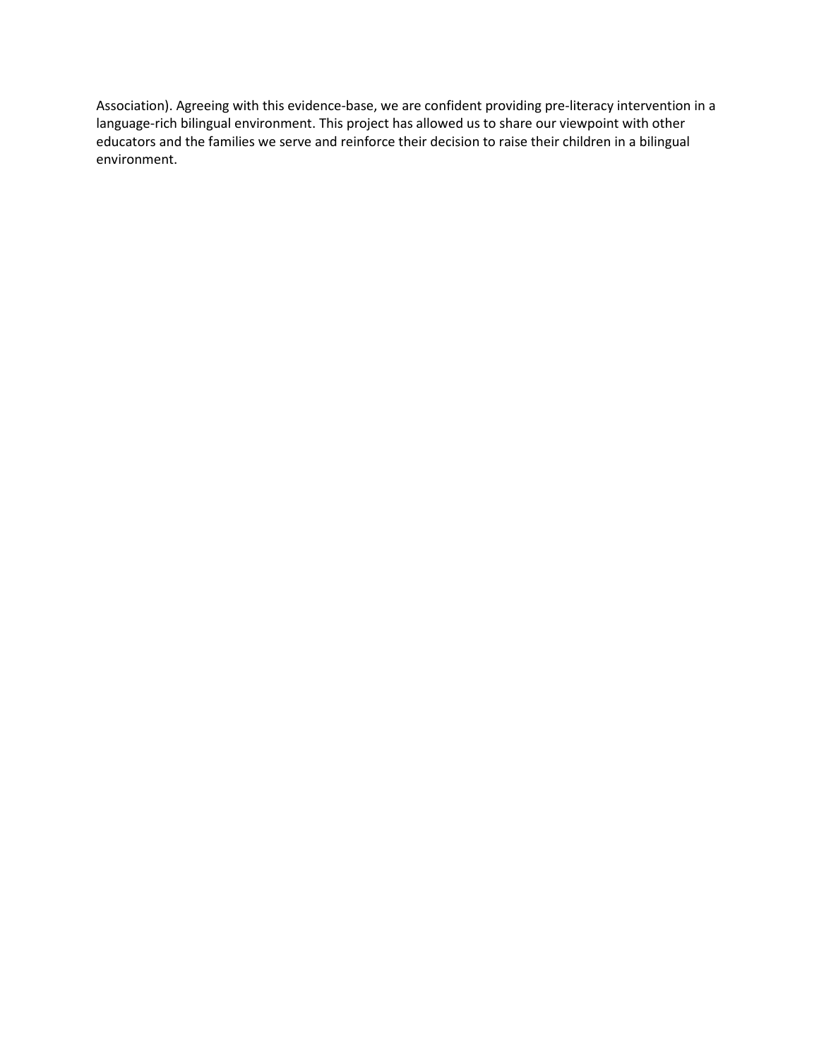Association). Agreeing with this evidence-base, we are confident providing pre-literacy intervention in a language-rich bilingual environment. This project has allowed us to share our viewpoint with other educators and the families we serve and reinforce their decision to raise their children in a bilingual environment.